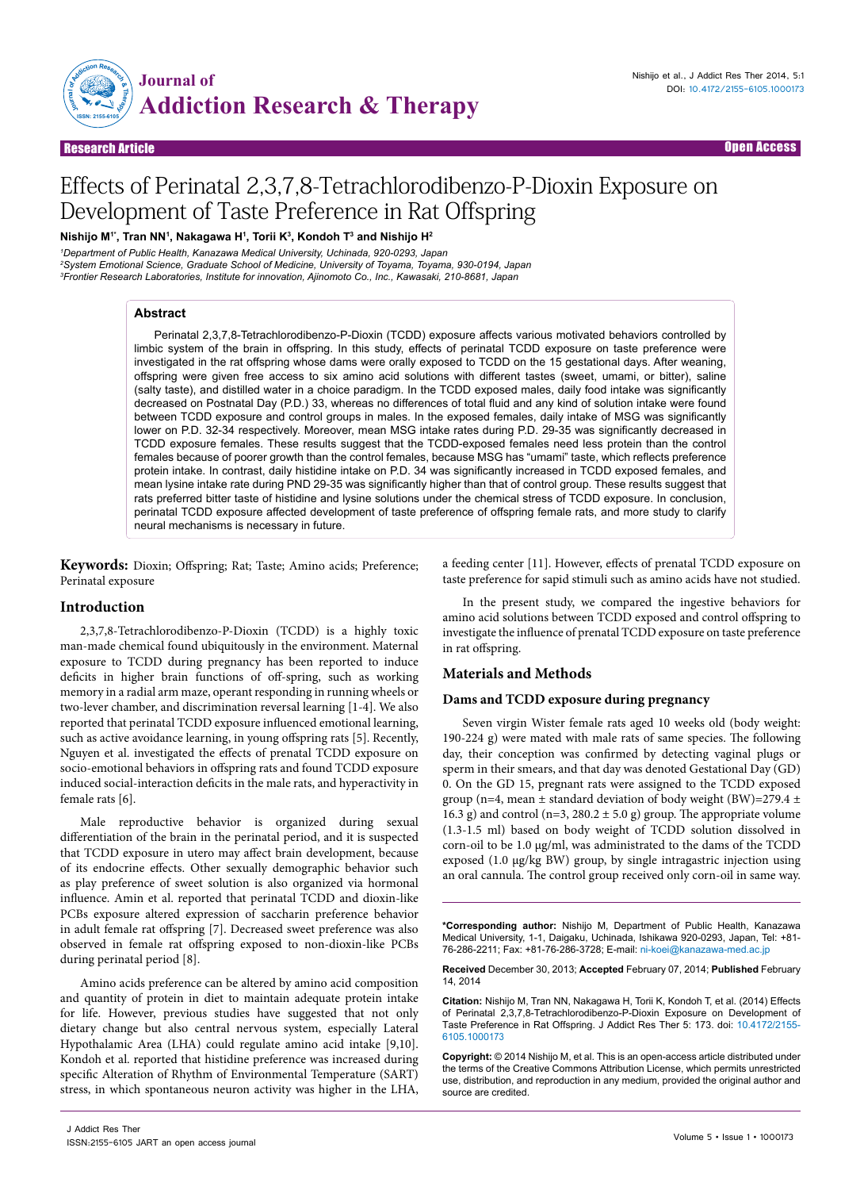Research Article Open Access

# Effects of Perinatal 2,3,7,8-Tetrachlorodibenzo-P-Dioxin Exposure on Development of Taste Preference in Rat Offspring

**Nishijo M[1*], Tran NN[1], Nakagawa H[1], Torii K[3], Kondoh T[3] and Nishijo H[2]**

[1]Department of Public Health, Kanazawa Medical University, Uchinada, 920-0293, Japan
[2]System Emotional Science, Graduate School of Medicine, University of Toyama, Toyama, 930-0194, Japan
[3]Frontier Research Laboratories, Institute for innovation, Ajinomoto Co., Inc., Kawasaki, 210-8681, Japan

## Abstract

Perinatal 2,3,7,8-Tetrachlorodibenzo-P-Dioxin (TCDD) exposure affects various motivated behaviors controlled by limbic system of the brain in offspring. In this study, effects of perinatal TCDD exposure on taste preference were investigated in the rat offspring whose dams were orally exposed to TCDD on the 15 gestational days. After weaning, offspring were given free access to six amino acid solutions with different tastes (sweet, umami, or bitter), saline (salty taste), and distilled water in a choice paradigm. In the TCDD exposed males, daily food intake was significantly decreased on Postnatal Day (P.D.) 33, whereas no differences of total fluid and any kind of solution intake were found between TCDD exposure and control groups in males. In the exposed females, daily intake of MSG was significantly lower on P.D. 32-34 respectively. Moreover, mean MSG intake rates during P.D. 29-35 was significantly decreased in TCDD exposure females. These results suggest that the TCDD-exposed females need less protein than the control females because of poorer growth than the control females, because MSG has "umami" taste, which reflects preference protein intake. In contrast, daily histidine intake on P.D. 34 was significantly increased in TCDD exposed females, and mean lysine intake rate during PND 29-35 was significantly higher than that of control group. These results suggest that rats preferred bitter taste of histidine and lysine solutions under the chemical stress of TCDD exposure. In conclusion, perinatal TCDD exposure affected development of taste preference of offspring female rats, and more study to clarify neural mechanisms is necessary in future.

**Keywords:** Dioxin; Offspring; Rat; Taste; Amino acids; Preference; Perinatal exposure

## Introduction

2,3,7,8-Tetrachlorodibenzo-P-Dioxin (TCDD) is a highly toxic man-made chemical found ubiquitously in the environment. Maternal exposure to TCDD during pregnancy has been reported to induce deficits in higher brain functions of off-spring, such as working memory in a radial arm maze, operant responding in running wheels or two-lever chamber, and discrimination reversal learning [1-4]. We also reported that perinatal TCDD exposure influenced emotional learning, such as active avoidance learning, in young offspring rats [5]. Recently, Nguyen et al. investigated the effects of prenatal TCDD exposure on socio-emotional behaviors in offspring rats and found TCDD exposure induced social-interaction deficits in the male rats, and hyperactivity in female rats [6].

Male reproductive behavior is organized during sexual differentiation of the brain in the perinatal period, and it is suspected that TCDD exposure in utero may affect brain development, because of its endocrine effects. Other sexually demographic behavior such as play preference of sweet solution is also organized via hormonal influence. Amin et al. reported that perinatal TCDD and dioxin-like PCBs exposure altered expression of saccharin preference behavior in adult female rat offspring [7]. Decreased sweet preference was also observed in female rat offspring exposed to non-dioxin-like PCBs during perinatal period [8].

Amino acids preference can be altered by amino acid composition and quantity of protein in diet to maintain adequate protein intake for life. However, previous studies have suggested that not only dietary change but also central nervous system, especially Lateral Hypothalamic Area (LHA) could regulate amino acid intake [9,10]. Kondoh et al. reported that histidine preference was increased during specific Alteration of Rhythm of Environmental Temperature (SART) stress, in which spontaneous neuron activity was higher in the LHA, a feeding center [11]. However, effects of prenatal TCDD exposure on taste preference for sapid stimuli such as amino acids have not studied.

In the present study, we compared the ingestive behaviors for amino acid solutions between TCDD exposed and control offspring to investigate the influence of prenatal TCDD exposure on taste preference in rat offspring.

## Materials and Methods

### Dams and TCDD exposure during pregnancy

Seven virgin Wister female rats aged 10 weeks old (body weight: 190-224 g) were mated with male rats of same species. The following day, their conception was confirmed by detecting vaginal plugs or sperm in their smears, and that day was denoted Gestational Day (GD) 0. On the GD 15, pregnant rats were assigned to the TCDD exposed group (n=4, mean ± standard deviation of body weight (BW)=279.4 ± 16.3 g) and control (n=3, 280.2 ± 5.0 g) group. The appropriate volume (1.3-1.5 ml) based on body weight of TCDD solution dissolved in corn-oil to be 1.0 μg/ml, was administrated to the dams of the TCDD exposed (1.0 μg/kg BW) group, by single intragastric injection using an oral cannula. The control group received only corn-oil in same way.

**\*Corresponding author:** Nishijo M, Department of Public Health, Kanazawa Medical University, 1-1, Daigaku, Uchinada, Ishikawa 920-0293, Japan, Tel: +81-76-286-2211; Fax: +81-76-286-3728; E-mail: ni-koei@kanazawa-med.ac.jp

**Received** December 30, 2013; **Accepted** February 07, 2014; **Published** February 14, 2014

**Citation:** Nishijo M, Tran NN, Nakagawa H, Torii K, Kondoh T, et al. (2014) Effects of Perinatal 2,3,7,8-Tetrachlorodibenzo-P-Dioxin Exposure on Development of Taste Preference in Rat Offspring. J Addict Res Ther 5: 173. doi: 10.4172/2155-6105.1000173

**Copyright:** © 2014 Nishijo M, et al. This is an open-access article distributed under the terms of the Creative Commons Attribution License, which permits unrestricted use, distribution, and reproduction in any medium, provided the original author and source are credited.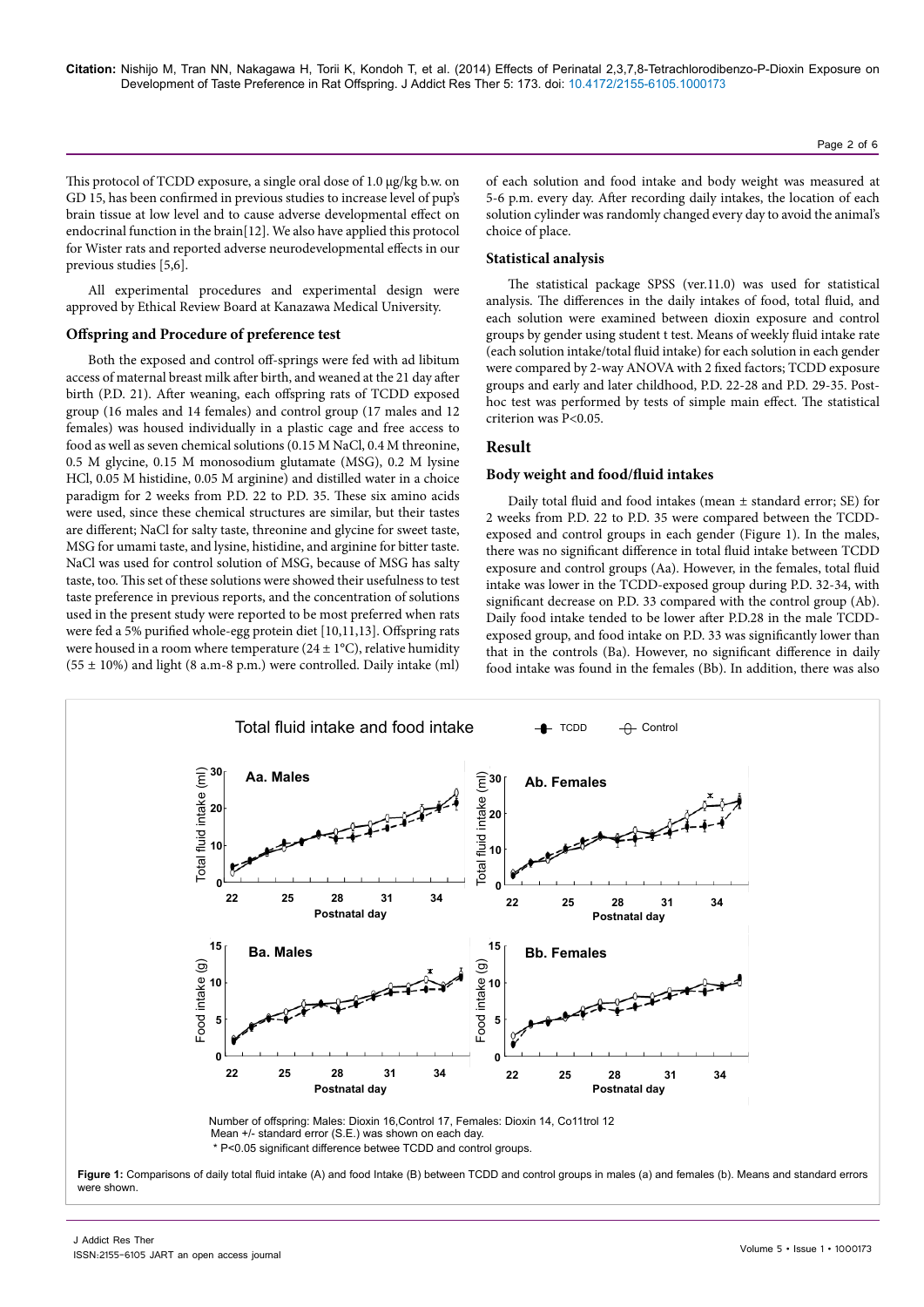This protocol of TCDD exposure, a single oral dose of 1.0 µg/kg b.w. on GD 15, has been confirmed in previous studies to increase level of pup's brain tissue at low level and to cause adverse developmental effect on endocrinal function in the brain[12]. We also have applied this protocol for Wister rats and reported adverse neurodevelopmental effects in our previous studies [5,6].

All experimental procedures and experimental design were approved by Ethical Review Board at Kanazawa Medical University.

### Offspring and Procedure of preference test

Both the exposed and control off-springs were fed with ad libitum access of maternal breast milk after birth, and weaned at the 21 day after birth (P.D. 21). After weaning, each offspring rats of TCDD exposed group (16 males and 14 females) and control group (17 males and 12 females) was housed individually in a plastic cage and free access to food as well as seven chemical solutions (0.15 M NaCl, 0.4 M threonine, 0.5 M glycine, 0.15 M monosodium glutamate (MSG), 0.2 M lysine HCl, 0.05 M histidine, 0.05 M arginine) and distilled water in a choice paradigm for 2 weeks from P.D. 22 to P.D. 35. These six amino acids were used, since these chemical structures are similar, but their tastes are different; NaCl for salty taste, threonine and glycine for sweet taste, MSG for umami taste, and lysine, histidine, and arginine for bitter taste. NaCl was used for control solution of MSG, because of MSG has salty taste, too. This set of these solutions were showed their usefulness to test taste preference in previous reports, and the concentration of solutions used in the present study were reported to be most preferred when rats were fed a 5% purified whole-egg protein diet [10,11,13]. Offspring rats were housed in a room where temperature (24 ± 1°C), relative humidity (55 ± 10%) and light (8 a.m-8 p.m.) were controlled. Daily intake (ml) of each solution and food intake and body weight was measured at 5-6 p.m. every day. After recording daily intakes, the location of each solution cylinder was randomly changed every day to avoid the animal's choice of place.

### Statistical analysis

The statistical package SPSS (ver.11.0) was used for statistical analysis. The differences in the daily intakes of food, total fluid, and each solution were examined between dioxin exposure and control groups by gender using student t test. Means of weekly fluid intake rate (each solution intake/total fluid intake) for each solution in each gender were compared by 2-way ANOVA with 2 fixed factors; TCDD exposure groups and early and later childhood, P.D. 22-28 and P.D. 29-35. Post-hoc test was performed by tests of simple main effect. The statistical criterion was $P<0.05$.

## Result

### Body weight and food/fluid intakes

Daily total fluid and food intakes (mean ± standard error; SE) for 2 weeks from P.D. 22 to P.D. 35 were compared between the TCDD-exposed and control groups in each gender (Figure 1). In the males, there was no significant difference in total fluid intake between TCDD exposure and control groups (Aa). However, in the females, total fluid intake was lower in the TCDD-exposed group during P.D. 32-34, with significant decrease on P.D. 33 compared with the control group (Ab). Daily food intake tended to be lower after P.D.28 in the male TCDD-exposed group, and food intake on P.D. 33 was significantly lower than that in the controls (Ba). However, no significant difference in daily food intake was found in the females (Bb). In addition, there was also

Number of offspring: Males: Dioxin 16,Control 17, Females: Dioxin 14, Co11trol 12
Mean +/- standard error (S.E.) was shown on each day.
* P<0.05 significant difference betwee TCDD and control groups.

**Figure 1:** Comparisons of daily total fluid intake (A) and food Intake (B) between TCDD and control groups in males (a) and females (b). Means and standard errors were shown.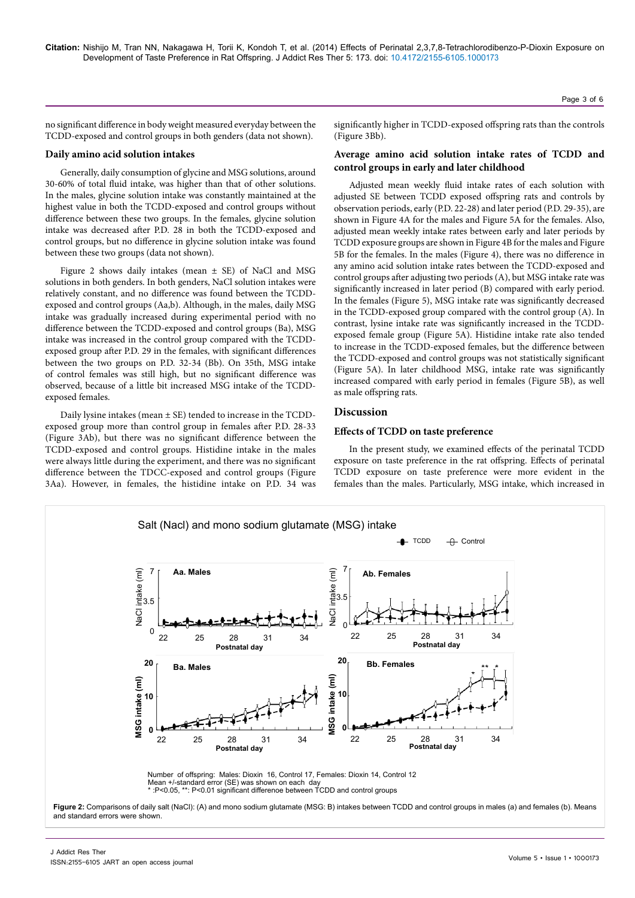no significant difference in body weight measured everyday between the TCDD-exposed and control groups in both genders (data not shown).

### Daily amino acid solution intakes

Generally, daily consumption of glycine and MSG solutions, around 30-60% of total fluid intake, was higher than that of other solutions. In the males, glycine solution intake was constantly maintained at the highest value in both the TCDD-exposed and control groups without difference between these two groups. In the females, glycine solution intake was decreased after P.D. 28 in both the TCDD-exposed and control groups, but no difference in glycine solution intake was found between these two groups (data not shown).

Figure 2 shows daily intakes (mean ± SE) of NaCl and MSG solutions in both genders. In both genders, NaCl solution intakes were relatively constant, and no difference was found between the TCDD-exposed and control groups (Aa,b). Although, in the males, daily MSG intake was gradually increased during experimental period with no difference between the TCDD-exposed and control groups (Ba), MSG intake was increased in the control group compared with the TCDD-exposed group after P.D. 29 in the females, with significant differences between the two groups on P.D. 32-34 (Bb). On 35th, MSG intake of control females was still high, but no significant difference was observed, because of a little bit increased MSG intake of the TCDD-exposed females.

Daily lysine intakes (mean ± SE) tended to increase in the TCDD-exposed group more than control group in females after P.D. 28-33 (Figure 3Ab), but there was no significant difference between the TCDD-exposed and control groups. Histidine intake in the males were always little during the experiment, and there was no significant difference between the TDCC-exposed and control groups (Figure 3Aa). However, in females, the histidine intake on P.D. 34 was significantly higher in TCDD-exposed offspring rats than the controls (Figure 3Bb).

### Average amino acid solution intake rates of TCDD and control groups in early and later childhood

Adjusted mean weekly fluid intake rates of each solution with adjusted SE between TCDD exposed offspring rats and controls by observation periods, early (P.D. 22-28) and later period (P.D. 29-35), are shown in Figure 4A for the males and Figure 5A for the females. Also, adjusted mean weekly intake rates between early and later periods by TCDD exposure groups are shown in Figure 4B for the males and Figure 5B for the females. In the males (Figure 4), there was no difference in any amino acid solution intake rates between the TCDD-exposed and control groups after adjusting two periods (A), but MSG intake rate was significantly increased in later period (B) compared with early period. In the females (Figure 5), MSG intake rate was significantly decreased in the TCDD-exposed group compared with the control group (A). In contrast, lysine intake rate was significantly increased in the TCDD-exposed female group (Figure 5A). Histidine intake rate also tended to increase in the TCDD-exposed females, but the difference between the TCDD-exposed and control groups was not statistically significant (Figure 5A). In later childhood MSG, intake rate was significantly increased compared with early period in females (Figure 5B), as well as male offspring rats.

## Discussion

### Effects of TCDD on taste preference

In the present study, we examined effects of the perinatal TCDD exposure on taste preference in the rat offspring. Effects of perinatal TCDD exposure on taste preference were more evident in the females than the males. Particularly, MSG intake, which increased in

Salt (Nacl) and mono sodium glutamate (MSG) intake

Number of offspring: Males: Dioxin 16, Control 17, Females: Dioxin 14, Control 12
Mean +/-standard error (SE) was shown on each day
* :P<0.05, **: P<0.01 significant differenoe between TCDD and control groups

**Figure 2:** Comparisons of daily salt (NaCl): (A) and mono sodium glutamate (MSG: B) intakes between TCDD and control groups in males (a) and females (b). Means and standard errors were shown.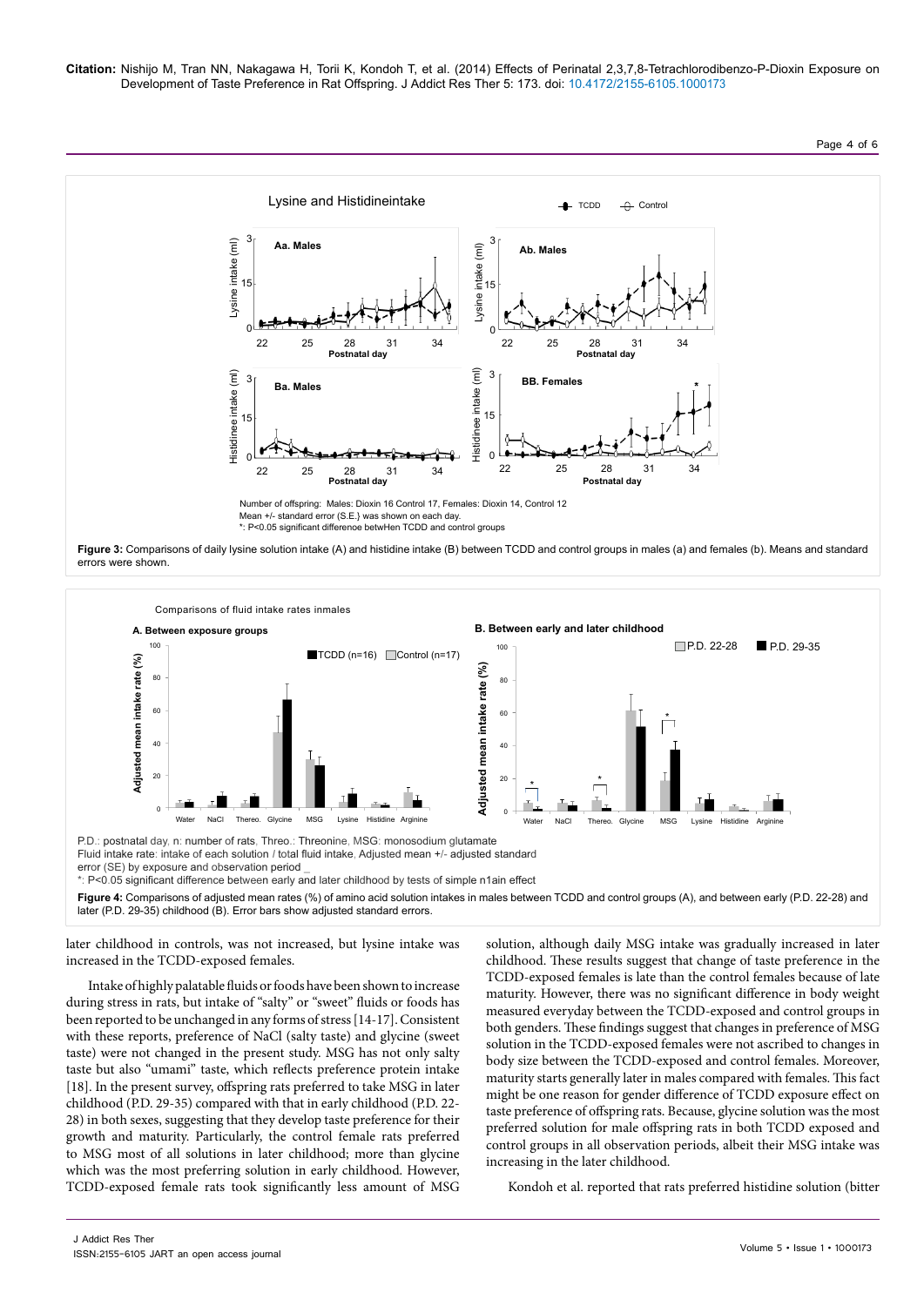Lysine and Histidineintake

Aa. Males

Ab. Males

Ba. Males

BB. Females

Number of offspring: Males: Dioxin 16 Control 17, Females: Dioxin 14, Control 12
Mean +/- standard error (S.E.} was shown on each day.
*: P<0.05 significant difference betwHen TCDD and control groups

**Figure 3:** Comparisons of daily lysine solution intake (A) and histidine intake (B) between TCDD and control groups in males (a) and females (b). Means and standard errors were shown.

Comparisons of fluid intake rates inmales

**A. Between exposure groups**

**B. Between early and later childhood**

P.D.: postnatal day, n: number of rats, Threo.: Threonine, MSG: monosodium glutamate
Fluid intake rate: intake of each solution / total fluid intake, Adjusted mean +/- adjusted standard error (SE) by exposure and observation period
*: P<0.05 significant difference between early and later childhood by tests of simple n1ain effect

**Figure 4:** Comparisons of adjusted mean rates (%) of amino acid solution intakes in males between TCDD and control groups (A), and between early (P.D. 22-28) and later (P.D. 29-35) childhood (B). Error bars show adjusted standard errors.

later childhood in controls, was not increased, but lysine intake was increased in the TCDD-exposed females.

Intake of highly palatable fluids or foods have been shown to increase during stress in rats, but intake of "salty" or "sweet" fluids or foods has been reported to be unchanged in any forms of stress [14-17]. Consistent with these reports, preference of NaCl (salty taste) and glycine (sweet taste) were not changed in the present study. MSG has not only salty taste but also "umami" taste, which reflects preference protein intake [18]. In the present survey, offspring rats preferred to take MSG in later childhood (P.D. 29-35) compared with that in early childhood (P.D. 22-28) in both sexes, suggesting that they develop taste preference for their growth and maturity. Particularly, the control female rats preferred to MSG most of all solutions in later childhood; more than glycine which was the most preferring solution in early childhood. However, TCDD-exposed female rats took significantly less amount of MSG solution, although daily MSG intake was gradually increased in later childhood. These results suggest that change of taste preference in the TCDD-exposed females is late than the control females because of late maturity. However, there was no significant difference in body weight measured everyday between the TCDD-exposed and control groups in both genders. These findings suggest that changes in preference of MSG solution in the TCDD-exposed females were not ascribed to changes in body size between the TCDD-exposed and control females. Moreover, maturity starts generally later in males compared with females. This fact might be one reason for gender difference of TCDD exposure effect on taste preference of offspring rats. Because, glycine solution was the most preferred solution for male offspring rats in both TCDD exposed and control groups in all observation periods, albeit their MSG intake was increasing in the later childhood.

Kondoh et al. reported that rats preferred histidine solution (bitter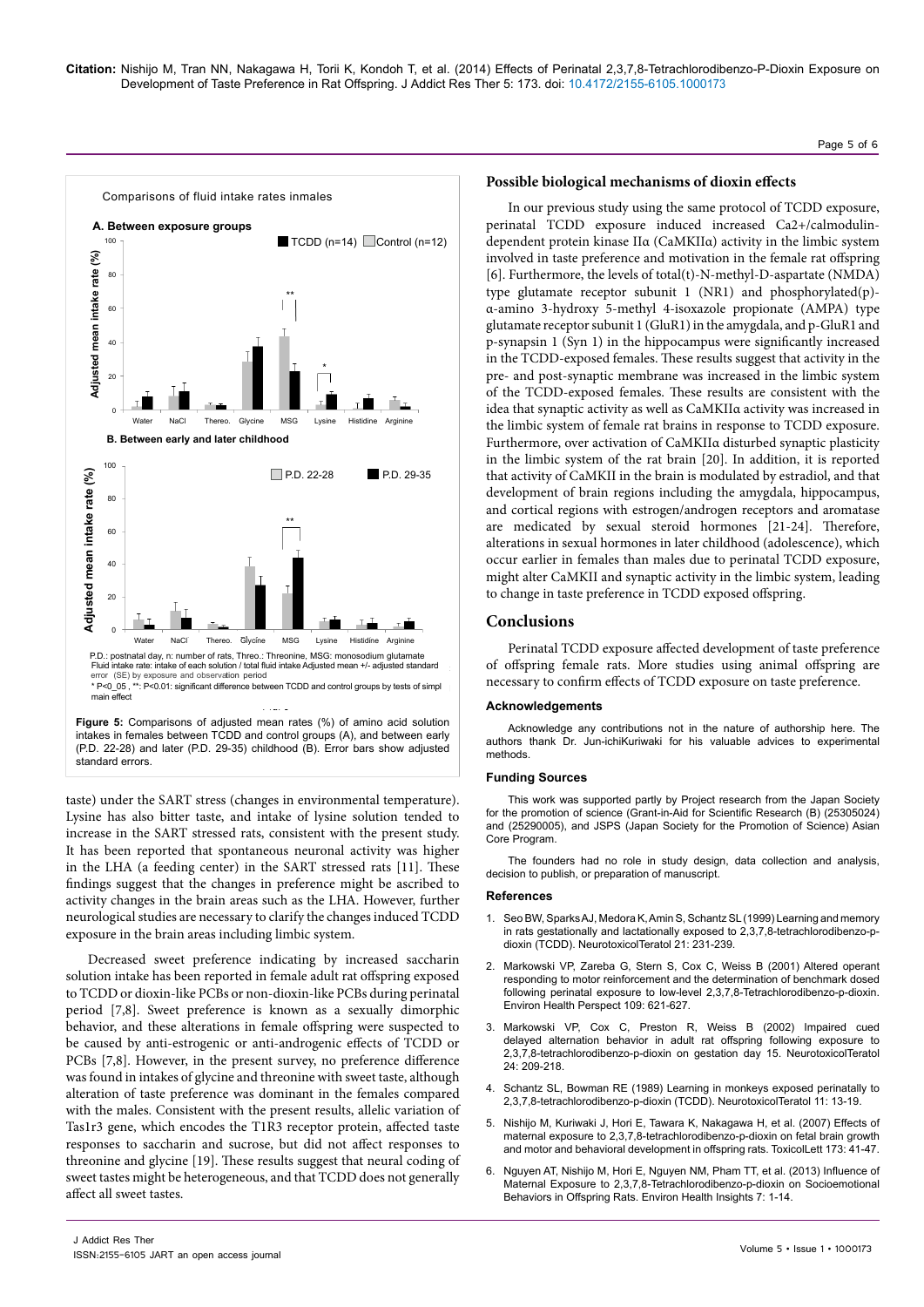Comparisons of fluid intake rates inmales

**A. Between exposure groups**

**B. Between early and later childhood**

P.D.: postnatal day, n: number of rats, Threo.: Threonine, MSG: monosodium glutamate
Fluid intake rate: intake of each solution / total fluid intake Adjusted mean +/- adjusted standard error (SE) by exposure and observation period
* P<0_05 , **: P<0.01: significant difference between TCDD and control groups by tests of simpl main effect

**Figure 5:** Comparisons of adjusted mean rates (%) of amino acid solution intakes in females between TCDD and control groups (A), and between early (P.D. 22-28) and later (P.D. 29-35) childhood (B). Error bars show adjusted standard errors.

taste) under the SART stress (changes in environmental temperature). Lysine has also bitter taste, and intake of lysine solution tended to increase in the SART stressed rats, consistent with the present study. It has been reported that spontaneous neuronal activity was higher in the LHA (a feeding center) in the SART stressed rats [11]. These findings suggest that the changes in preference might be ascribed to activity changes in the brain areas such as the LHA. However, further neurological studies are necessary to clarify the changes induced TCDD exposure in the brain areas including limbic system.

Decreased sweet preference indicating by increased saccharin solution intake has been reported in female adult rat offspring exposed to TCDD or dioxin-like PCBs or non-dioxin-like PCBs during perinatal period [7,8]. Sweet preference is known as a sexually dimorphic behavior, and these alterations in female offspring were suspected to be caused by anti-estrogenic or anti-androgenic effects of TCDD or PCBs [7,8]. However, in the present survey, no preference difference was found in intakes of glycine and threonine with sweet taste, although alteration of taste preference was dominant in the females compared with the males. Consistent with the present results, allelic variation of Tas1r3 gene, which encodes the T1R3 receptor protein, affected taste responses to saccharin and sucrose, but did not affect responses to threonine and glycine [19]. These results suggest that neural coding of sweet tastes might be heterogeneous, and that TCDD does not generally affect all sweet tastes.

## Possible biological mechanisms of dioxin effects

In our previous study using the same protocol of TCDD exposure, perinatal TCDD exposure induced increased Ca2+/calmodulin-dependent protein kinase IIα (CaMKIIα) activity in the limbic system involved in taste preference and motivation in the female rat offspring [6]. Furthermore, the levels of total(t)-N-methyl-D-aspartate (NMDA) type glutamate receptor subunit 1 (NR1) and phosphorylated(p)-α-amino 3-hydroxy 5-methyl 4-isoxazole propionate (AMPA) type glutamate receptor subunit 1 (GluR1) in the amygdala, and p-GluR1 and p-synapsin 1 (Syn 1) in the hippocampus were significantly increased in the TCDD-exposed females. These results suggest that activity in the pre- and post-synaptic membrane was increased in the limbic system of the TCDD-exposed females. These results are consistent with the idea that synaptic activity as well as CaMKIIα activity was increased in the limbic system of female rat brains in response to TCDD exposure. Furthermore, over activation of CaMKIIα disturbed synaptic plasticity in the limbic system of the rat brain [20]. In addition, it is reported that activity of CaMKII in the brain is modulated by estradiol, and that development of brain regions including the amygdala, hippocampus, and cortical regions with estrogen/androgen receptors and aromatase are medicated by sexual steroid hormones [21-24]. Therefore, alterations in sexual hormones in later childhood (adolescence), which occur earlier in females than males due to perinatal TCDD exposure, might alter CaMKII and synaptic activity in the limbic system, leading to change in taste preference in TCDD exposed offspring.

## Conclusions

Perinatal TCDD exposure affected development of taste preference of offspring female rats. More studies using animal offspring are necessary to confirm effects of TCDD exposure on taste preference.

### Acknowledgements

Acknowledge any contributions not in the nature of authorship here. The authors thank Dr. Jun-ichiKuriwaki for his valuable advices to experimental methods.

### Funding Sources

This work was supported partly by Project research from the Japan Society for the promotion of science (Grant-in-Aid for Scientific Research (B) (25305024) and (25290005), and JSPS (Japan Society for the Promotion of Science) Asian Core Program.

The founders had no role in study design, data collection and analysis, decision to publish, or preparation of manuscript.

### References

1. Seo BW, Sparks AJ, Medora K, Amin S, Schantz SL (1999) Learning and memory in rats gestationally and lactationally exposed to 2,3,7,8-tetrachlorodibenzo-p-dioxin (TCDD). NeurotoxicolTeratol 21: 231-239.
2. Markowski VP, Zareba G, Stern S, Cox C, Weiss B (2001) Altered operant responding to motor reinforcement and the determination of benchmark dosed following perinatal exposure to low-level 2,3,7,8-Tetrachlorodibenzo-p-dioxin. Environ Health Perspect 109: 621-627.
3. Markowski VP, Cox C, Preston R, Weiss B (2002) Impaired cued delayed alternation behavior in adult rat offspring following exposure to 2,3,7,8-tetrachlorodibenzo-p-dioxin on gestation day 15. NeurotoxicolTeratol 24: 209-218.
4. Schantz SL, Bowman RE (1989) Learning in monkeys exposed perinatally to 2,3,7,8-tetrachlorodibenzo-p-dioxin (TCDD). NeurotoxicolTeratol 11: 13-19.
5. Nishijo M, Kuriwaki J, Hori E, Tawara K, Nakagawa H, et al. (2007) Effects of maternal exposure to 2,3,7,8-tetrachlorodibenzo-p-dioxin on fetal brain growth and motor and behavioral development in offspring rats. ToxicolLett 173: 41-47.
6. Nguyen AT, Nishijo M, Hori E, Nguyen NM, Pham TT, et al. (2013) Influence of Maternal Exposure to 2,3,7,8-Tetrachlorodibenzo-p-dioxin on Socioemotional Behaviors in Offspring Rats. Environ Health Insights 7: 1-14.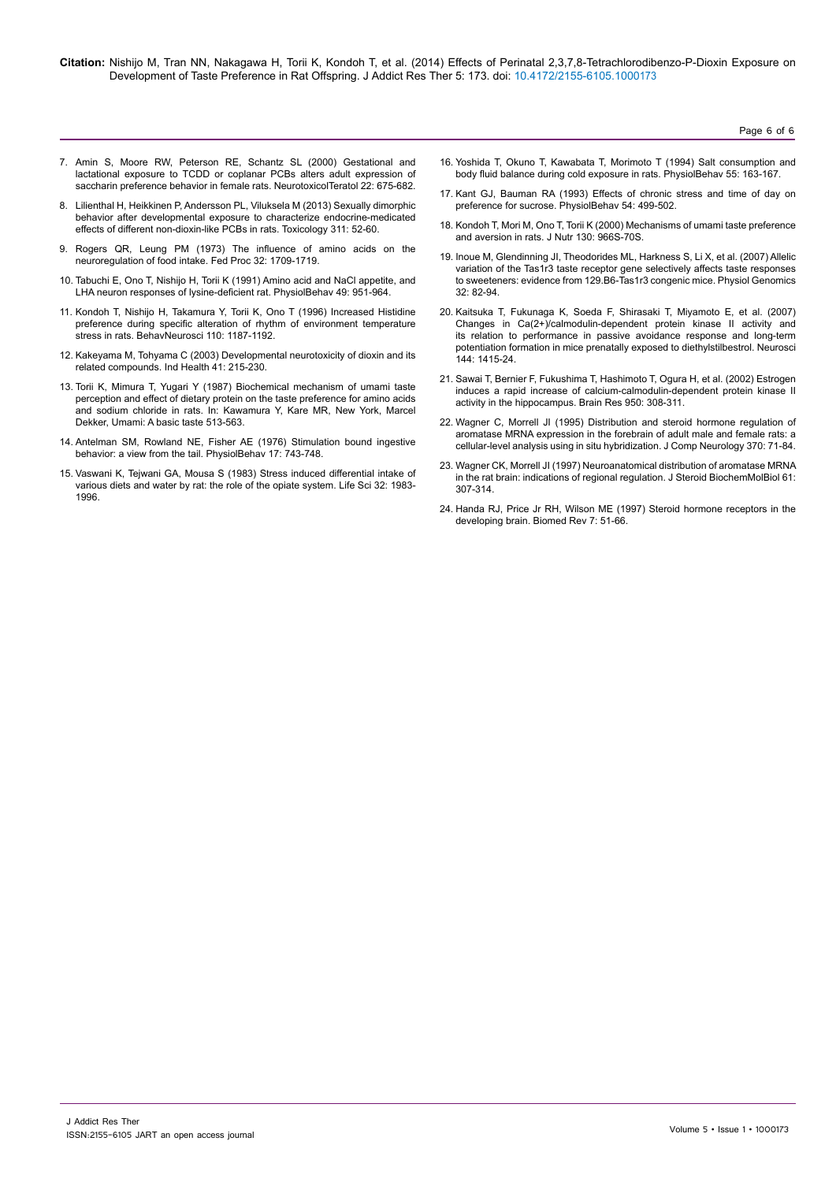7. Amin S, Moore RW, Peterson RE, Schantz SL (2000) Gestational and lactational exposure to TCDD or coplanar PCBs alters adult expression of saccharin preference behavior in female rats. NeurotoxicolTeratol 22: 675-682.

8. Lilienthal H, Heikkinen P, Andersson PL, Viluksela M (2013) Sexually dimorphic behavior after developmental exposure to characterize endocrine-medicated effects of different non-dioxin-like PCBs in rats. Toxicology 311: 52-60.

9. Rogers QR, Leung PM (1973) The influence of amino acids on the neuroregulation of food intake. Fed Proc 32: 1709-1719.

10. Tabuchi E, Ono T, Nishijo H, Torii K (1991) Amino acid and NaCl appetite, and LHA neuron responses of lysine-deficient rat. PhysiolBehav 49: 951-964.

11. Kondoh T, Nishijo H, Takamura Y, Torii K, Ono T (1996) Increased Histidine preference during specific alteration of rhythm of environment temperature stress in rats. BehavNeurosci 110: 1187-1192.

12. Kakeyama M, Tohyama C (2003) Developmental neurotoxicity of dioxin and its related compounds. Ind Health 41: 215-230.

13. Torii K, Mimura T, Yugari Y (1987) Biochemical mechanism of umami taste perception and effect of dietary protein on the taste preference for amino acids and sodium chloride in rats. In: Kawamura Y, Kare MR, New York, Marcel Dekker, Umami: A basic taste 513-563.

14. Antelman SM, Rowland NE, Fisher AE (1976) Stimulation bound ingestive behavior: a view from the tail. PhysiolBehav 17: 743-748.

15. Vaswani K, Tejwani GA, Mousa S (1983) Stress induced differential intake of various diets and water by rat: the role of the opiate system. Life Sci 32: 1983-1996.

16. Yoshida T, Okuno T, Kawabata T, Morimoto T (1994) Salt consumption and body fluid balance during cold exposure in rats. PhysiolBehav 55: 163-167.

17. Kant GJ, Bauman RA (1993) Effects of chronic stress and time of day on preference for sucrose. PhysiolBehav 54: 499-502.

18. Kondoh T, Mori M, Ono T, Torii K (2000) Mechanisms of umami taste preference and aversion in rats. J Nutr 130: 966S-70S.

19. Inoue M, Glendinning JI, Theodorides ML, Harkness S, Li X, et al. (2007) Allelic variation of the Tas1r3 taste receptor gene selectively affects taste responses to sweeteners: evidence from 129.B6-Tas1r3 congenic mice. Physiol Genomics 32: 82-94.

20. Kaitsuka T, Fukunaga K, Soeda F, Shirasaki T, Miyamoto E, et al. (2007) Changes in Ca(2+)/calmodulin-dependent protein kinase II activity and its relation to performance in passive avoidance response and long-term potentiation formation in mice prenatally exposed to diethylstilbestrol. Neurosci 144: 1415-24.

21. Sawai T, Bernier F, Fukushima T, Hashimoto T, Ogura H, et al. (2002) Estrogen induces a rapid increase of calcium-calmodulin-dependent protein kinase II activity in the hippocampus. Brain Res 950: 308-311.

22. Wagner C, Morrell JI (1995) Distribution and steroid hormone regulation of aromatase MRNA expression in the forebrain of adult male and female rats: a cellular-level analysis using in situ hybridization. J Comp Neurology 370: 71-84.

23. Wagner CK, Morrell JI (1997) Neuroanatomical distribution of aromatase MRNA in the rat brain: indications of regional regulation. J Steroid BiochemMolBiol 61: 307-314.

24. Handa RJ, Price Jr RH, Wilson ME (1997) Steroid hormone receptors in the developing brain. Biomed Rev 7: 51-66.